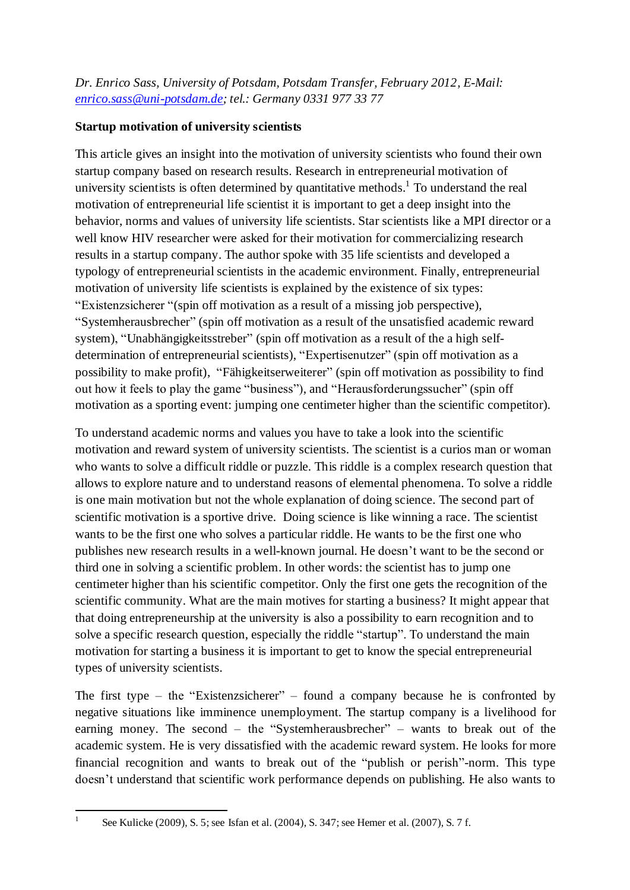*Dr. Enrico Sass, University of Potsdam, Potsdam Transfer, February 2012, E-Mail: enrico.sass@uni-potsdam.de; tel.: Germany 0331 977 33 77*

**Startup motivation of university scientists**

This article gives an insight into the motivation of university scientists who found their own startup company based on research results. Research in entrepreneurial motivation of university scientists is often determined by quantitative methods.[1] To understand the real motivation of entrepreneurial life scientist it is important to get a deep insight into the behavior, norms and values of university life scientists. Star scientists like a MPI director or a well know HIV researcher were asked for their motivation for commercializing research results in a startup company. The author spoke with 35 life scientists and developed a typology of entrepreneurial scientists in the academic environment. Finally, entrepreneurial motivation of university life scientists is explained by the existence of six types: "Existenzsicherer "(spin off motivation as a result of a missing job perspective), "Systemherausbrecher" (spin off motivation as a result of the unsatisfied academic reward system), "Unabhängigkeitsstreber" (spin off motivation as a result of the a high self-determination of entrepreneurial scientists), "Expertisenutzer" (spin off motivation as a possibility to make profit), "Fähigkeitserweiterer" (spin off motivation as possibility to find out how it feels to play the game "business"), and "Herausforderungssucher" (spin off motivation as a sporting event: jumping one centimeter higher than the scientific competitor).

To understand academic norms and values you have to take a look into the scientific motivation and reward system of university scientists. The scientist is a curios man or woman who wants to solve a difficult riddle or puzzle. This riddle is a complex research question that allows to explore nature and to understand reasons of elemental phenomena. To solve a riddle is one main motivation but not the whole explanation of doing science. The second part of scientific motivation is a sportive drive. Doing science is like winning a race. The scientist wants to be the first one who solves a particular riddle. He wants to be the first one who publishes new research results in a well-known journal. He doesn't want to be the second or third one in solving a scientific problem. In other words: the scientist has to jump one centimeter higher than his scientific competitor. Only the first one gets the recognition of the scientific community. What are the main motives for starting a business? It might appear that that doing entrepreneurship at the university is also a possibility to earn recognition and to solve a specific research question, especially the riddle "startup". To understand the main motivation for starting a business it is important to get to know the special entrepreneurial types of university scientists.

The first type – the "Existenzsicherer" – found a company because he is confronted by negative situations like imminence unemployment. The startup company is a livelihood for earning money. The second – the "Systemherausbrecher" – wants to break out of the academic system. He is very dissatisfied with the academic reward system. He looks for more financial recognition and wants to break out of the "publish or perish"-norm. This type doesn't understand that scientific work performance depends on publishing. He also wants to

[1] See Kulicke (2009), S. 5; see Isfan et al. (2004), S. 347; see Hemer et al. (2007), S. 7 f.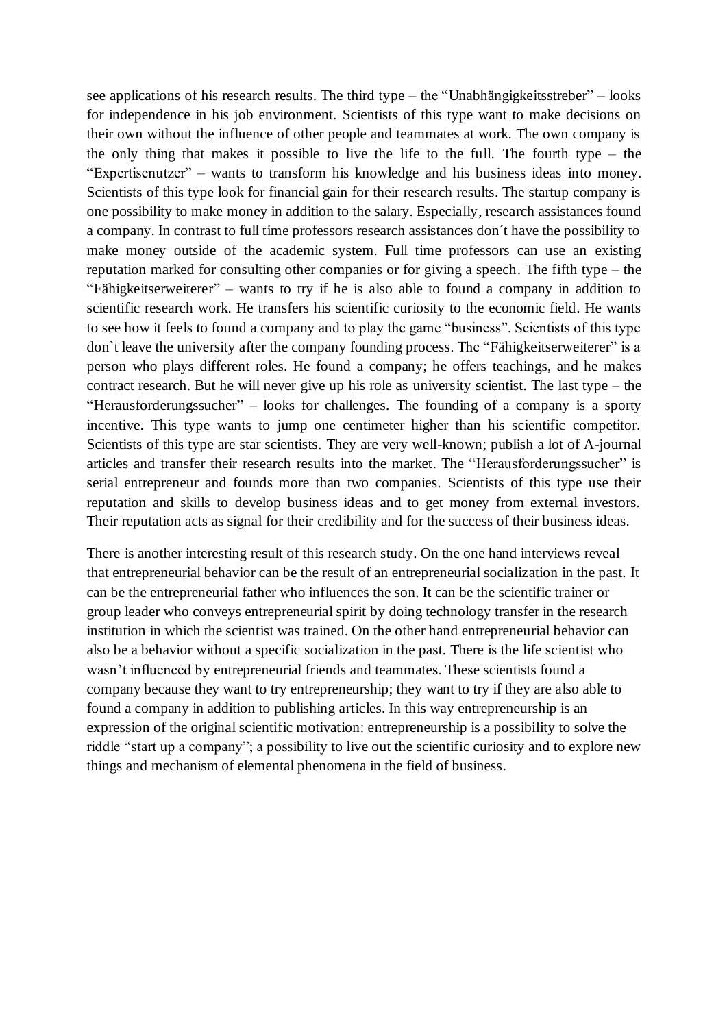see applications of his research results. The third type – the “Unabhängigkeitsstreber” – looks for independence in his job environment. Scientists of this type want to make decisions on their own without the influence of other people and teammates at work. The own company is the only thing that makes it possible to live the life to the full. The fourth type – the “Expertisenutzer” – wants to transform his knowledge and his business ideas into money. Scientists of this type look for financial gain for their research results. The startup company is one possibility to make money in addition to the salary. Especially, research assistances found a company. In contrast to full time professors research assistances don´t have the possibility to make money outside of the academic system. Full time professors can use an existing reputation marked for consulting other companies or for giving a speech. The fifth type – the “Fähigkeitserweiterer” – wants to try if he is also able to found a company in addition to scientific research work. He transfers his scientific curiosity to the economic field. He wants to see how it feels to found a company and to play the game “business”. Scientists of this type don`t leave the university after the company founding process. The “Fähigkeitserweiterer” is a person who plays different roles. He found a company; he offers teachings, and he makes contract research. But he will never give up his role as university scientist. The last type – the “Herausforderungssucher” – looks for challenges. The founding of a company is a sporty incentive. This type wants to jump one centimeter higher than his scientific competitor. Scientists of this type are star scientists. They are very well-known; publish a lot of A-journal articles and transfer their research results into the market. The “Herausforderungssucher” is serial entrepreneur and founds more than two companies. Scientists of this type use their reputation and skills to develop business ideas and to get money from external investors. Their reputation acts as signal for their credibility and for the success of their business ideas.

There is another interesting result of this research study. On the one hand interviews reveal that entrepreneurial behavior can be the result of an entrepreneurial socialization in the past. It can be the entrepreneurial father who influences the son. It can be the scientific trainer or group leader who conveys entrepreneurial spirit by doing technology transfer in the research institution in which the scientist was trained. On the other hand entrepreneurial behavior can also be a behavior without a specific socialization in the past. There is the life scientist who wasn’t influenced by entrepreneurial friends and teammates. These scientists found a company because they want to try entrepreneurship; they want to try if they are also able to found a company in addition to publishing articles. In this way entrepreneurship is an expression of the original scientific motivation: entrepreneurship is a possibility to solve the riddle “start up a company”; a possibility to live out the scientific curiosity and to explore new things and mechanism of elemental phenomena in the field of business.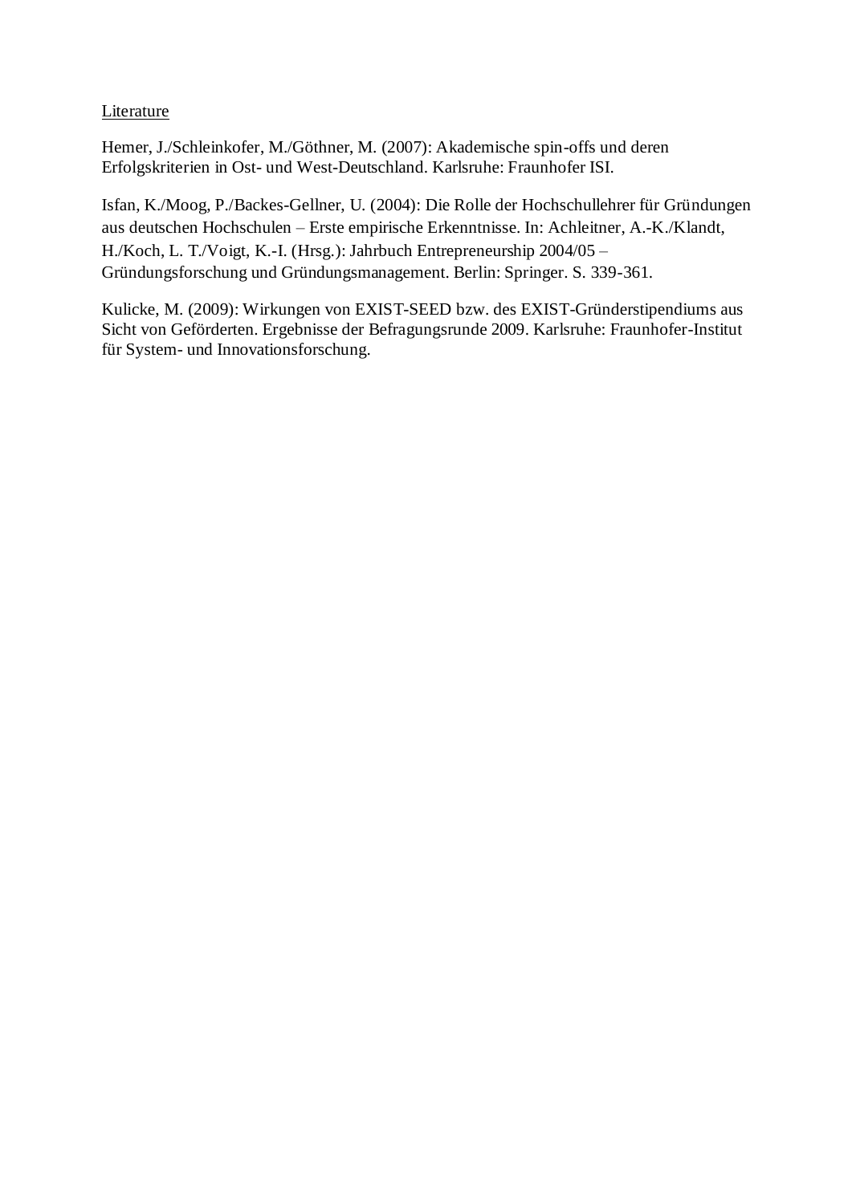Literature

Hemer, J./Schleinkofer, M./Göthner, M. (2007): Akademische spin-offs und deren Erfolgskriterien in Ost- und West-Deutschland. Karlsruhe: Fraunhofer ISI.

Isfan, K./Moog, P./Backes-Gellner, U. (2004): Die Rolle der Hochschullehrer für Gründungen aus deutschen Hochschulen – Erste empirische Erkenntnisse. In: Achleitner, A.-K./Klandt, H./Koch, L. T./Voigt, K.-I. (Hrsg.): Jahrbuch Entrepreneurship 2004/05 – Gründungsforschung und Gründungsmanagement. Berlin: Springer. S. 339-361.

Kulicke, M. (2009): Wirkungen von EXIST-SEED bzw. des EXIST-Gründerstipendiums aus Sicht von Geförderten. Ergebnisse der Befragungsrunde 2009. Karlsruhe: Fraunhofer-Institut für System- und Innovationsforschung.